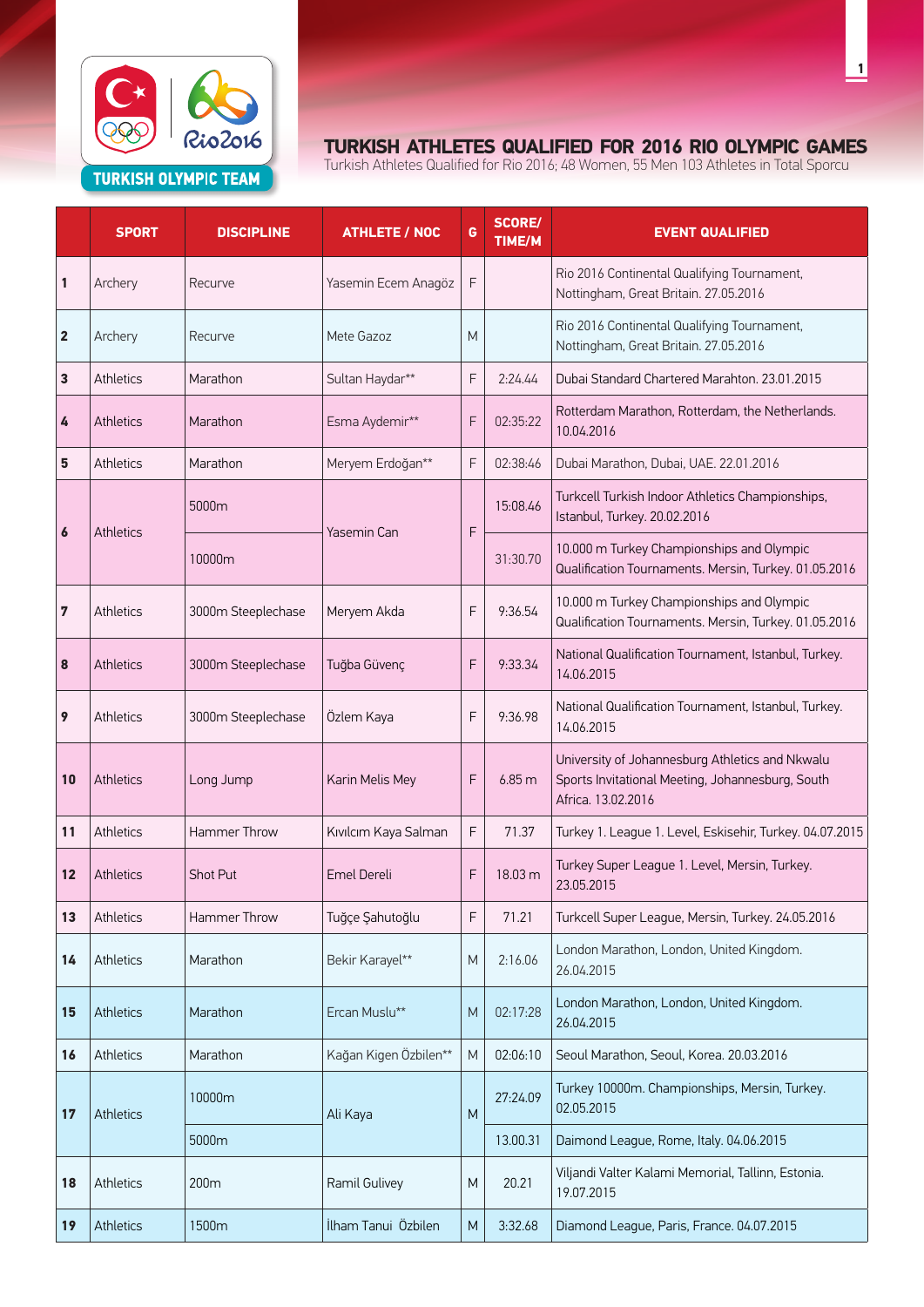TURKISH OLYMPIC TEAM

# TURKISH ATHLETES QUALIFIED FOR 2016 RIO OLYMPIC GAMES

Turkish Athletes Qualified for Rio 2016; 48 Women, 55 Men 103 Athletes in Total Sporcu

| | SPORT | DISCIPLINE | ATHLETE / NOC | G | SCORE/ TIME/M | EVENT QUALIFIED |
|---|---|---|---|---|---|---|
| 1 | Archery | Recurve | Yasemin Ecem Anagöz | F | | Rio 2016 Continental Qualifying Tournament, Nottingham, Great Britain. 27.05.2016 |
| 2 | Archery | Recurve | Mete Gazoz | M | | Rio 2016 Continental Qualifying Tournament, Nottingham, Great Britain. 27.05.2016 |
| 3 | Athletics | Marathon | Sultan Haydar** | F | 2:24.44 | Dubai Standard Chartered Marahton. 23.01.2015 |
| 4 | Athletics | Marathon | Esma Aydemir** | F | 02:35:22 | Rotterdam Marathon, Rotterdam, the Netherlands. 10.04.2016 |
| 5 | Athletics | Marathon | Meryem Erdoğan** | F | 02:38:46 | Dubai Marathon, Dubai, UAE. 22.01.2016 |
| 6 | Athletics | 5000m | Yasemin Can | F | 15:08.46 | Turkcell Turkish Indoor Athletics Championships, Istanbul, Turkey. 20.02.2016 |
| | | 10000m | | | 31:30.70 | 10.000 m Turkey Championships and Olympic Qualification Tournaments. Mersin, Turkey. 01.05.2016 |
| 7 | Athletics | 3000m Steeplechase | Meryem Akda | F | 9:36.54 | 10.000 m Turkey Championships and Olympic Qualification Tournaments. Mersin, Turkey. 01.05.2016 |
| 8 | Athletics | 3000m Steeplechase | Tuğba Güvenç | F | 9:33.34 | National Qualification Tournament, Istanbul, Turkey. 14.06.2015 |
| 9 | Athletics | 3000m Steeplechase | Özlem Kaya | F | 9:36.98 | National Qualification Tournament, Istanbul, Turkey. 14.06.2015 |
| 10 | Athletics | Long Jump | Karin Melis Mey | F | 6.85 m | University of Johannesburg Athletics and Nkwalu Sports Invitational Meeting, Johannesburg, South Africa. 13.02.2016 |
| 11 | Athletics | Hammer Throw | Kıvılcım Kaya Salman | F | 71.37 | Turkey 1. League 1. Level, Eskisehir, Turkey. 04.07.2015 |
| 12 | Athletics | Shot Put | Emel Dereli | F | 18.03 m | Turkey Super League 1. Level, Mersin, Turkey. 23.05.2015 |
| 13 | Athletics | Hammer Throw | Tuğçe Şahutoğlu | F | 71.21 | Turkcell Super League, Mersin, Turkey. 24.05.2016 |
| 14 | Athletics | Marathon | Bekir Karayel** | M | 2:16.06 | London Marathon, London, United Kingdom. 26.04.2015 |
| 15 | Athletics | Marathon | Ercan Muslu** | M | 02:17:28 | London Marathon, London, United Kingdom. 26.04.2015 |
| 16 | Athletics | Marathon | Kağan Kigen Özbilen** | M | 02:06:10 | Seoul Marathon, Seoul, Korea. 20.03.2016 |
| 17 | Athletics | 10000m | Ali Kaya | M | 27:24.09 | Turkey 10000m. Championships, Mersin, Turkey. 02.05.2015 |
| | | 5000m | | | 13.00.31 | Daimond League, Rome, Italy. 04.06.2015 |
| 18 | Athletics | 200m | Ramil Gulivey | M | 20.21 | Viljandi Valter Kalami Memorial, Tallinn, Estonia. 19.07.2015 |
| 19 | Athletics | 1500m | İlham Tanui Özbilen | M | 3:32.68 | Diamond League, Paris, France. 04.07.2015 |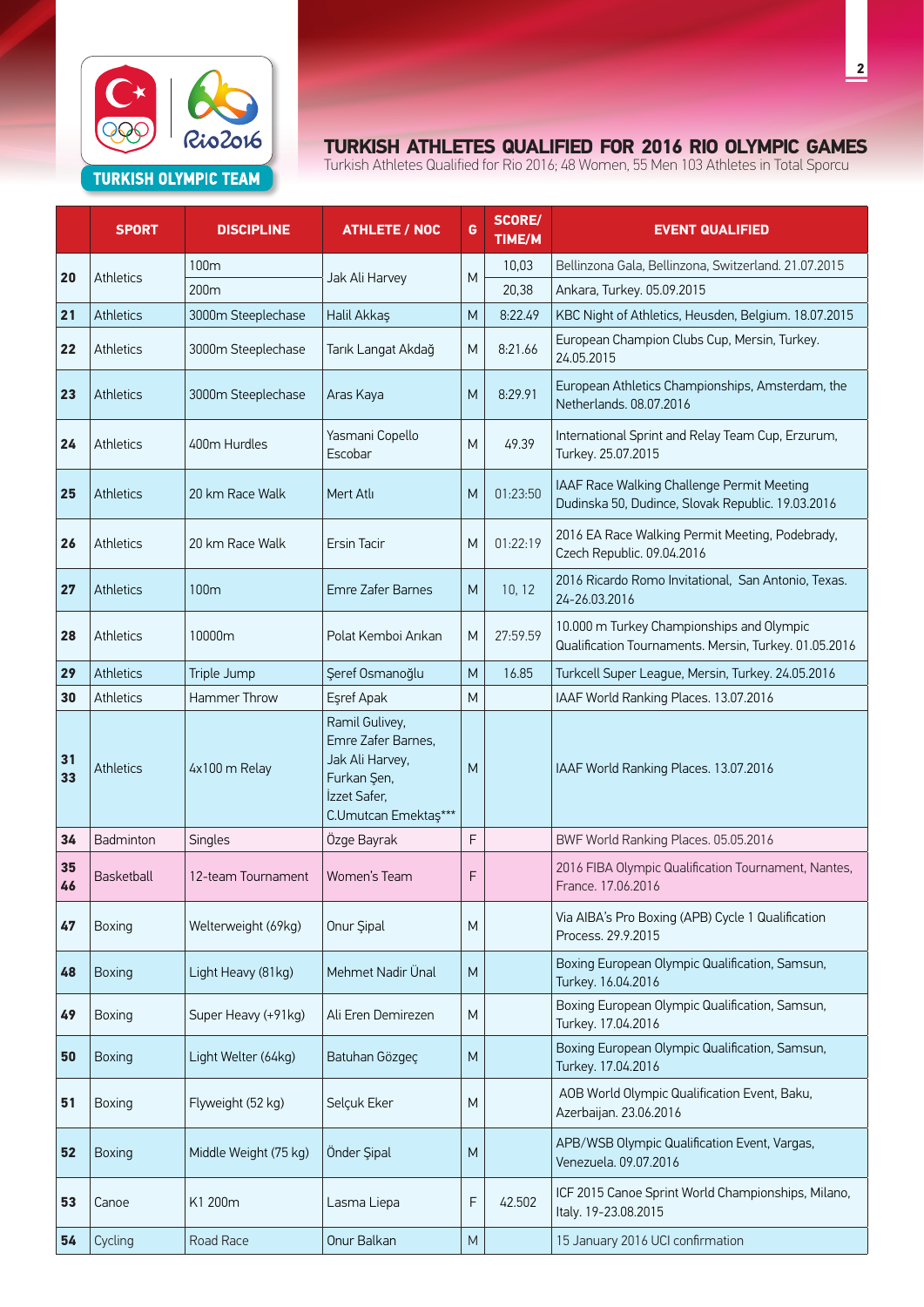# TURKISH ATHLETES QUALIFIED FOR 2016 RIO OLYMPIC GAMES

Turkish Athletes Qualified for Rio 2016; 48 Women, 55 Men 103 Athletes in Total Sporcu

| | SPORT | DISCIPLINE | ATHLETE / NOC | G | SCORE/ TIME/M | EVENT QUALIFIED |
|---|---|---|---|---|---|---|
| 20 | Athletics | 100m | Jak Ali Harvey | M | 10,03 | Bellinzona Gala, Bellinzona, Switzerland. 21.07.2015 |
| | | 200m | | | 20,38 | Ankara, Turkey. 05.09.2015 |
| 21 | Athletics | 3000m Steeplechase | Halil Akkaş | M | 8:22.49 | KBC Night of Athletics, Heusden, Belgium. 18.07.2015 |
| 22 | Athletics | 3000m Steeplechase | Tarık Langat Akdağ | M | 8:21.66 | European Champion Clubs Cup, Mersin, Turkey. 24.05.2015 |
| 23 | Athletics | 3000m Steeplechase | Aras Kaya | M | 8:29.91 | European Athletics Championships, Amsterdam, the Netherlands. 08.07.2016 |
| 24 | Athletics | 400m Hurdles | Yasmani Copello Escobar | M | 49.39 | International Sprint and Relay Team Cup, Erzurum, Turkey. 25.07.2015 |
| 25 | Athletics | 20 km Race Walk | Mert Atlı | M | 01:23:50 | IAAF Race Walking Challenge Permit Meeting Dudinska 50, Dudince, Slovak Republic. 19.03.2016 |
| 26 | Athletics | 20 km Race Walk | Ersin Tacir | M | 01:22:19 | 2016 EA Race Walking Permit Meeting, Podebrady, Czech Republic. 09.04.2016 |
| 27 | Athletics | 100m | Emre Zafer Barnes | M | 10, 12 | 2016 Ricardo Romo Invitational, San Antonio, Texas. 24-26.03.2016 |
| 28 | Athletics | 10000m | Polat Kemboi Arıkan | M | 27:59.59 | 10.000 m Turkey Championships and Olympic Qualification Tournaments. Mersin, Turkey. 01.05.2016 |
| 29 | Athletics | Triple Jump | Şeref Osmanoğlu | M | 16.85 | Turkcell Super League, Mersin, Turkey. 24.05.2016 |
| 30 | Athletics | Hammer Throw | Eşref Apak | M | | IAAF World Ranking Places. 13.07.2016 |
| 31 33 | Athletics | 4x100 m Relay | Ramil Gulivey, Emre Zafer Barnes, Jak Ali Harvey, Furkan Şen, İzzet Safer, C.Umutcan Emektaş*** | M | | IAAF World Ranking Places. 13.07.2016 |
| 34 | Badminton | Singles | Özge Bayrak | F | | BWF World Ranking Places. 05.05.2016 |
| 35 46 | Basketball | 12-team Tournament | Women's Team | F | | 2016 FIBA Olympic Qualification Tournament, Nantes, France. 17.06.2016 |
| 47 | Boxing | Welterweight (69kg) | Onur Şipal | M | | Via AIBA's Pro Boxing (APB) Cycle 1 Qualification Process. 29.9.2015 |
| 48 | Boxing | Light Heavy (81kg) | Mehmet Nadir Ünal | M | | Boxing European Olympic Qualification, Samsun, Turkey. 16.04.2016 |
| 49 | Boxing | Super Heavy (+91kg) | Ali Eren Demirezen | M | | Boxing European Olympic Qualification, Samsun, Turkey. 17.04.2016 |
| 50 | Boxing | Light Welter (64kg) | Batuhan Gözgeç | M | | Boxing European Olympic Qualification, Samsun, Turkey. 17.04.2016 |
| 51 | Boxing | Flyweight (52 kg) | Selçuk Eker | M | | AOB World Olympic Qualification Event, Baku, Azerbaijan. 23.06.2016 |
| 52 | Boxing | Middle Weight (75 kg) | Önder Şipal | M | | APB/WSB Olympic Qualification Event, Vargas, Venezuela. 09.07.2016 |
| 53 | Canoe | K1 200m | Lasma Liepa | F | 42.502 | ICF 2015 Canoe Sprint World Championships, Milano, Italy. 19-23.08.2015 |
| 54 | Cycling | Road Race | Onur Balkan | M | | 15 January 2016 UCI confirmation |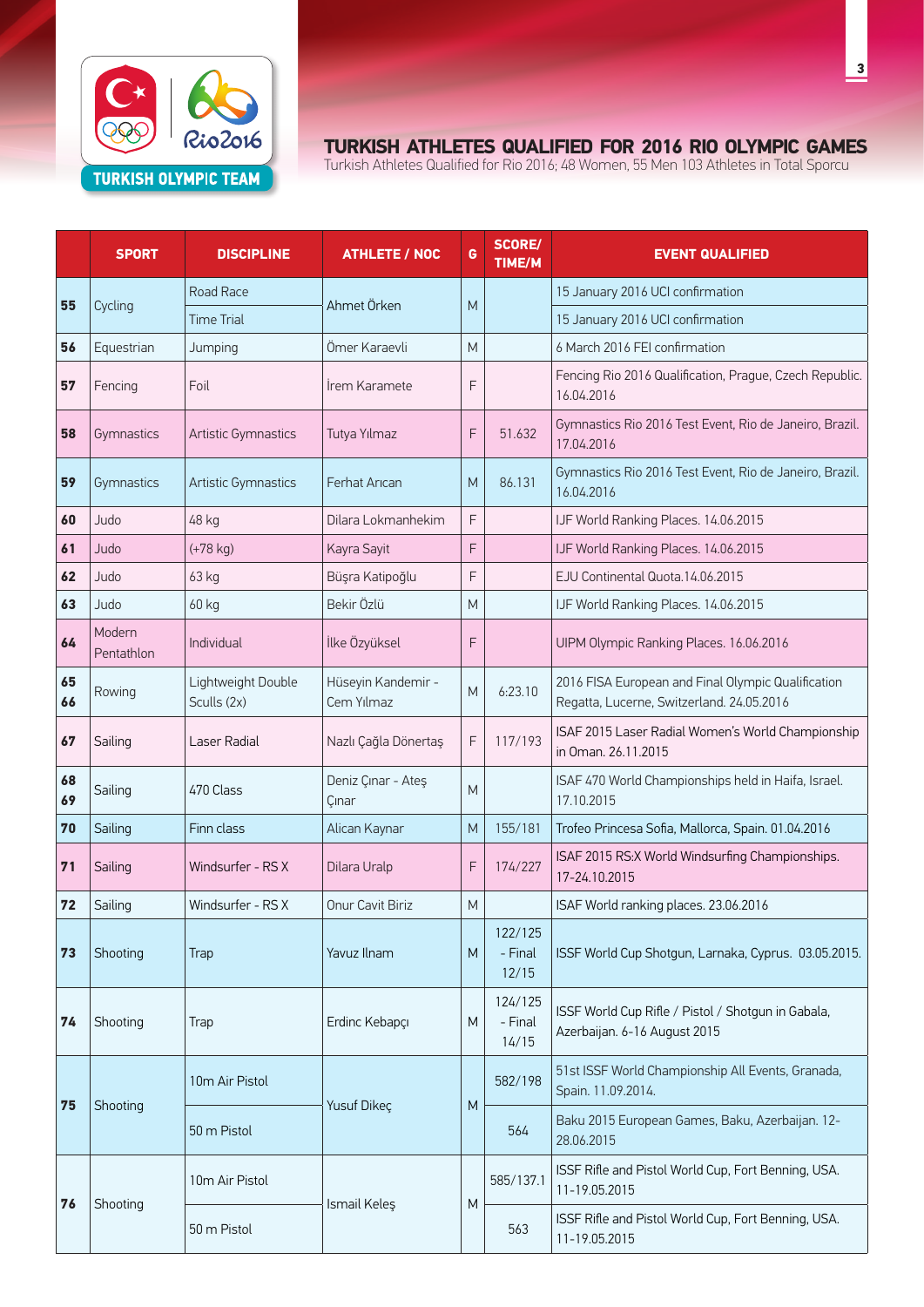## TURKISH ATHLETES QUALIFIED FOR 2016 RIO OLYMPIC GAMES

Turkish Athletes Qualified for Rio 2016; 48 Women, 55 Men 103 Athletes in Total Sporcu

| | SPORT | DISCIPLINE | ATHLETE / NOC | G | SCORE/ TIME/M | EVENT QUALIFIED |
|---|---|---|---|---|---|---|
| 55 | Cycling | Road Race | Ahmet Örken | M | | 15 January 2016 UCI confirmation |
| | | Time Trial | | | | 15 January 2016 UCI confirmation |
| 56 | Equestrian | Jumping | Ömer Karaevli | M | | 6 March 2016 FEI confirmation |
| 57 | Fencing | Foil | İrem Karamete | F | | Fencing Rio 2016 Qualification, Prague, Czech Republic. 16.04.2016 |
| 58 | Gymnastics | Artistic Gymnastics | Tutya Yılmaz | F | 51.632 | Gymnastics Rio 2016 Test Event, Rio de Janeiro, Brazil. 17.04.2016 |
| 59 | Gymnastics | Artistic Gymnastics | Ferhat Arıcan | M | 86.131 | Gymnastics Rio 2016 Test Event, Rio de Janeiro, Brazil. 16.04.2016 |
| 60 | Judo | 48 kg | Dilara Lokmanhekim | F | | IJF World Ranking Places. 14.06.2015 |
| 61 | Judo | (+78 kg) | Kayra Sayit | F | | IJF World Ranking Places. 14.06.2015 |
| 62 | Judo | 63 kg | Büşra Katipoğlu | F | | EJU Continental Quota.14.06.2015 |
| 63 | Judo | 60 kg | Bekir Özlü | M | | IJF World Ranking Places. 14.06.2015 |
| 64 | Modern Pentathlon | Individual | İlke Özyüksel | F | | UIPM Olympic Ranking Places. 16.06.2016 |
| 65 66 | Rowing | Lightweight Double Sculls (2x) | Hüseyin Kandemir - Cem Yılmaz | M | 6:23.10 | 2016 FISA European and Final Olympic Qualification Regatta, Lucerne, Switzerland. 24.05.2016 |
| 67 | Sailing | Laser Radial | Nazlı Çağla Dönertaş | F | 117/193 | ISAF 2015 Laser Radial Women's World Championship in Oman. 26.11.2015 |
| 68 69 | Sailing | 470 Class | Deniz Çınar - Ateş Çınar | M | | ISAF 470 World Championships held in Haifa, Israel. 17.10.2015 |
| 70 | Sailing | Finn class | Alican Kaynar | M | 155/181 | Trofeo Princesa Sofia, Mallorca, Spain. 01.04.2016 |
| 71 | Sailing | Windsurfer - RS X | Dilara Uralp | F | 174/227 | ISAF 2015 RS:X World Windsurfing Championships. 17-24.10.2015 |
| 72 | Sailing | Windsurfer - RS X | Onur Cavit Biriz | M | | ISAF World ranking places. 23.06.2016 |
| 73 | Shooting | Trap | Yavuz Ilnam | M | 122/125 - Final 12/15 | ISSF World Cup Shotgun, Larnaka, Cyprus. 03.05.2015. |
| 74 | Shooting | Trap | Erdinc Kebapçı | M | 124/125 - Final 14/15 | ISSF World Cup Rifle / Pistol / Shotgun in Gabala, Azerbaijan. 6-16 August 2015 |
| 75 | Shooting | 10m Air Pistol | Yusuf Dikeç | M | 582/198 | 51st ISSF World Championship All Events, Granada, Spain. 11.09.2014. |
| | | 50 m Pistol | | | 564 | Baku 2015 European Games, Baku, Azerbaijan. 12-28.06.2015 |
| 76 | Shooting | 10m Air Pistol | Ismail Keleş | M | 585/137.1 | ISSF Rifle and Pistol World Cup, Fort Benning, USA. 11-19.05.2015 |
| | | 50 m Pistol | | | 563 | ISSF Rifle and Pistol World Cup, Fort Benning, USA. 11-19.05.2015 |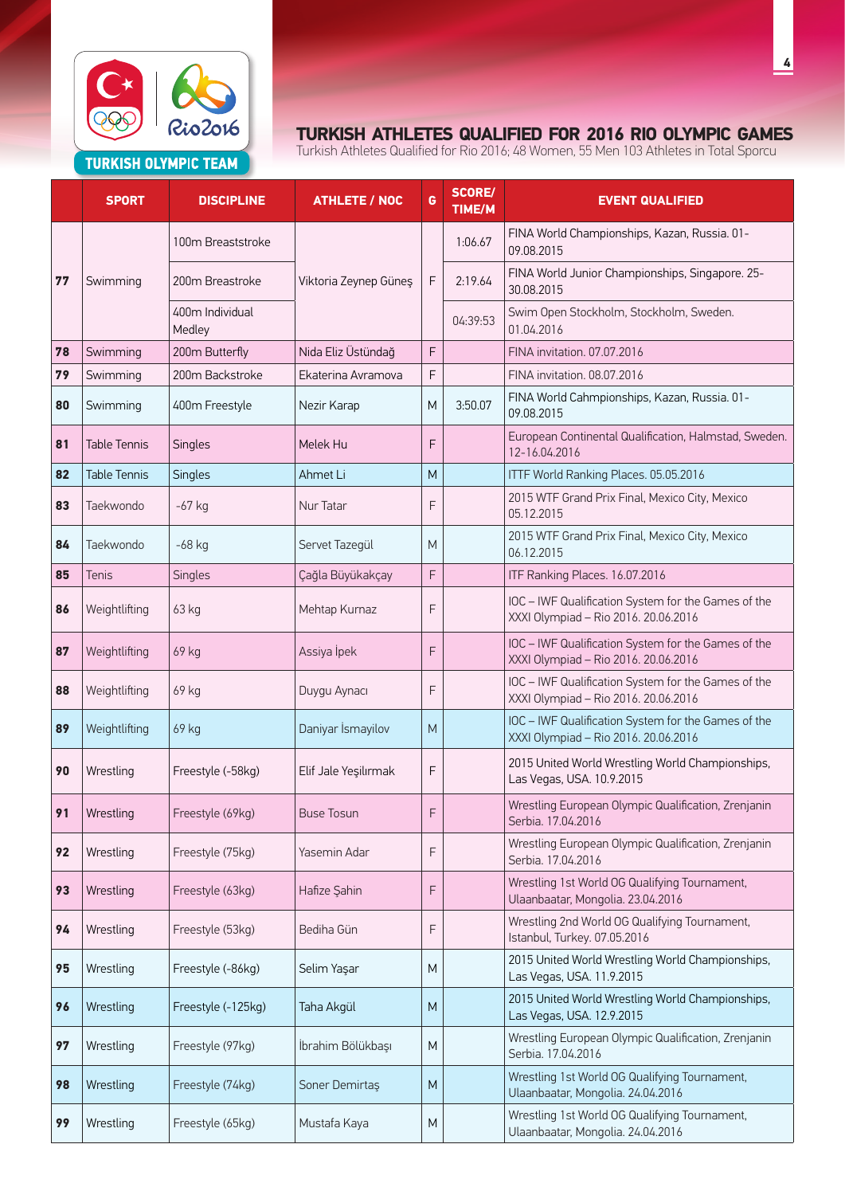TURKISH OLYMPIC TEAM

## TURKISH ATHLETES QUALIFIED FOR 2016 RIO OLYMPIC GAMES

Turkish Athletes Qualified for Rio 2016; 48 Women, 55 Men 103 Athletes in Total Sporcu

| | SPORT | DISCIPLINE | ATHLETE / NOC | G | SCORE/ TIME/M | EVENT QUALIFIED |
|---|---|---|---|---|---|---|
| 77 | Swimming | 100m Breaststroke | Viktoria Zeynep Güneş | F | 1:06.67 | FINA World Championships, Kazan, Russia. 01-09.08.2015 |
| | | 200m Breastroke | | | 2:19.64 | FINA World Junior Championships, Singapore. 25-30.08.2015 |
| | | 400m Individual Medley | | | 04:39:53 | Swim Open Stockholm, Stockholm, Sweden. 01.04.2016 |
| 78 | Swimming | 200m Butterfly | Nida Eliz Üstündağ | F | | FINA invitation. 07.07.2016 |
| 79 | Swimming | 200m Backstroke | Ekaterina Avramova | F | | FINA invitation. 08.07.2016 |
| 80 | Swimming | 400m Freestyle | Nezir Karap | M | 3:50.07 | FINA World Cahmpionships, Kazan, Russia. 01-09.08.2015 |
| 81 | Table Tennis | Singles | Melek Hu | F | | European Continental Qualification, Halmstad, Sweden. 12-16.04.2016 |
| 82 | Table Tennis | Singles | Ahmet Li | M | | ITTF World Ranking Places. 05.05.2016 |
| 83 | Taekwondo | -67 kg | Nur Tatar | F | | 2015 WTF Grand Prix Final, Mexico City, Mexico 05.12.2015 |
| 84 | Taekwondo | -68 kg | Servet Tazegül | M | | 2015 WTF Grand Prix Final, Mexico City, Mexico 06.12.2015 |
| 85 | Tenis | Singles | Çağla Büyükakçay | F | | ITF Ranking Places. 16.07.2016 |
| 86 | Weightlifting | 63 kg | Mehtap Kurnaz | F | | IOC – IWF Qualification System for the Games of the XXXI Olympiad – Rio 2016. 20.06.2016 |
| 87 | Weightlifting | 69 kg | Assiya İpek | F | | IOC – IWF Qualification System for the Games of the XXXI Olympiad – Rio 2016. 20.06.2016 |
| 88 | Weightlifting | 69 kg | Duygu Aynacı | F | | IOC – IWF Qualification System for the Games of the XXXI Olympiad – Rio 2016. 20.06.2016 |
| 89 | Weightlifting | 69 kg | Daniyar İsmayilov | M | | IOC – IWF Qualification System for the Games of the XXXI Olympiad – Rio 2016. 20.06.2016 |
| 90 | Wrestling | Freestyle (-58kg) | Elif Jale Yeşilırmak | F | | 2015 United World Wrestling World Championships, Las Vegas, USA. 10.9.2015 |
| 91 | Wrestling | Freestyle (69kg) | Buse Tosun | F | | Wrestling European Olympic Qualification, Zrenjanin Serbia. 17.04.2016 |
| 92 | Wrestling | Freestyle (75kg) | Yasemin Adar | F | | Wrestling European Olympic Qualification, Zrenjanin Serbia. 17.04.2016 |
| 93 | Wrestling | Freestyle (63kg) | Hafize Şahin | F | | Wrestling 1st World OG Qualifying Tournament, Ulaanbaatar, Mongolia. 23.04.2016 |
| 94 | Wrestling | Freestyle (53kg) | Bediha Gün | F | | Wrestling 2nd World OG Qualifying Tournament, Istanbul, Turkey. 07.05.2016 |
| 95 | Wrestling | Freestyle (-86kg) | Selim Yaşar | M | | 2015 United World Wrestling World Championships, Las Vegas, USA. 11.9.2015 |
| 96 | Wrestling | Freestyle (-125kg) | Taha Akgül | M | | 2015 United World Wrestling World Championships, Las Vegas, USA. 12.9.2015 |
| 97 | Wrestling | Freestyle (97kg) | İbrahim Bölükbaşı | M | | Wrestling European Olympic Qualification, Zrenjanin Serbia. 17.04.2016 |
| 98 | Wrestling | Freestyle (74kg) | Soner Demirtaş | M | | Wrestling 1st World OG Qualifying Tournament, Ulaanbaatar, Mongolia. 24.04.2016 |
| 99 | Wrestling | Freestyle (65kg) | Mustafa Kaya | M | | Wrestling 1st World OG Qualifying Tournament, Ulaanbaatar, Mongolia. 24.04.2016 |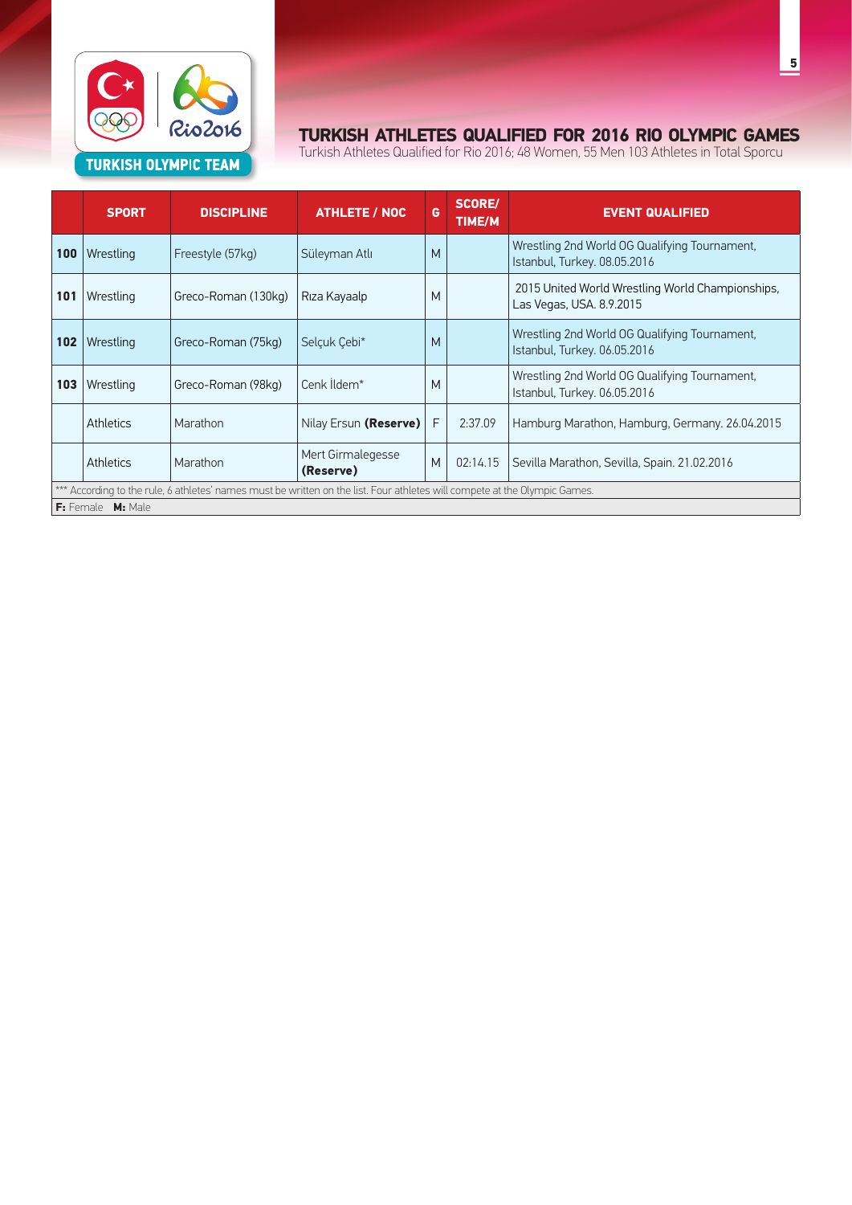TURKISH OLYMPIC TEAM

## TURKISH ATHLETES QUALIFIED FOR 2016 RIO OLYMPIC GAMES

Turkish Athletes Qualified for Rio 2016; 48 Women, 55 Men 103 Athletes in Total Sporcu

| | SPORT | DISCIPLINE | ATHLETE / NOC | G | SCORE/ TIME/M | EVENT QUALIFIED |
|---|---|---|---|---|---|---|
| **100** | Wrestling | Freestyle (57kg) | Süleyman Atlı | M | | Wrestling 2nd World OG Qualifying Tournament, Istanbul, Turkey. 08.05.2016 |
| **101** | Wrestling | Greco-Roman (130kg) | Rıza Kayaalp | M | | 2015 United World Wrestling World Championships, Las Vegas, USA. 8.9.2015 |
| **102** | Wrestling | Greco-Roman (75kg) | Selçuk Çebi* | M | | Wrestling 2nd World OG Qualifying Tournament, Istanbul, Turkey. 06.05.2016 |
| **103** | Wrestling | Greco-Roman (98kg) | Cenk İldem* | M | | Wrestling 2nd World OG Qualifying Tournament, Istanbul, Turkey. 06.05.2016 |
| | Athletics | Marathon | Nilay Ersun **(Reserve)** | F | 2:37.09 | Hamburg Marathon, Hamburg, Germany. 26.04.2015 |
| | Athletics | Marathon | Mert Girmalegesse **(Reserve)** | M | 02:14.15 | Sevilla Marathon, Sevilla, Spain. 21.02.2016 |

*** According to the rule, 6 athletes' names must be written on the list. Four athletes will compete at the Olympic Games.

**F:** Female **M:** Male